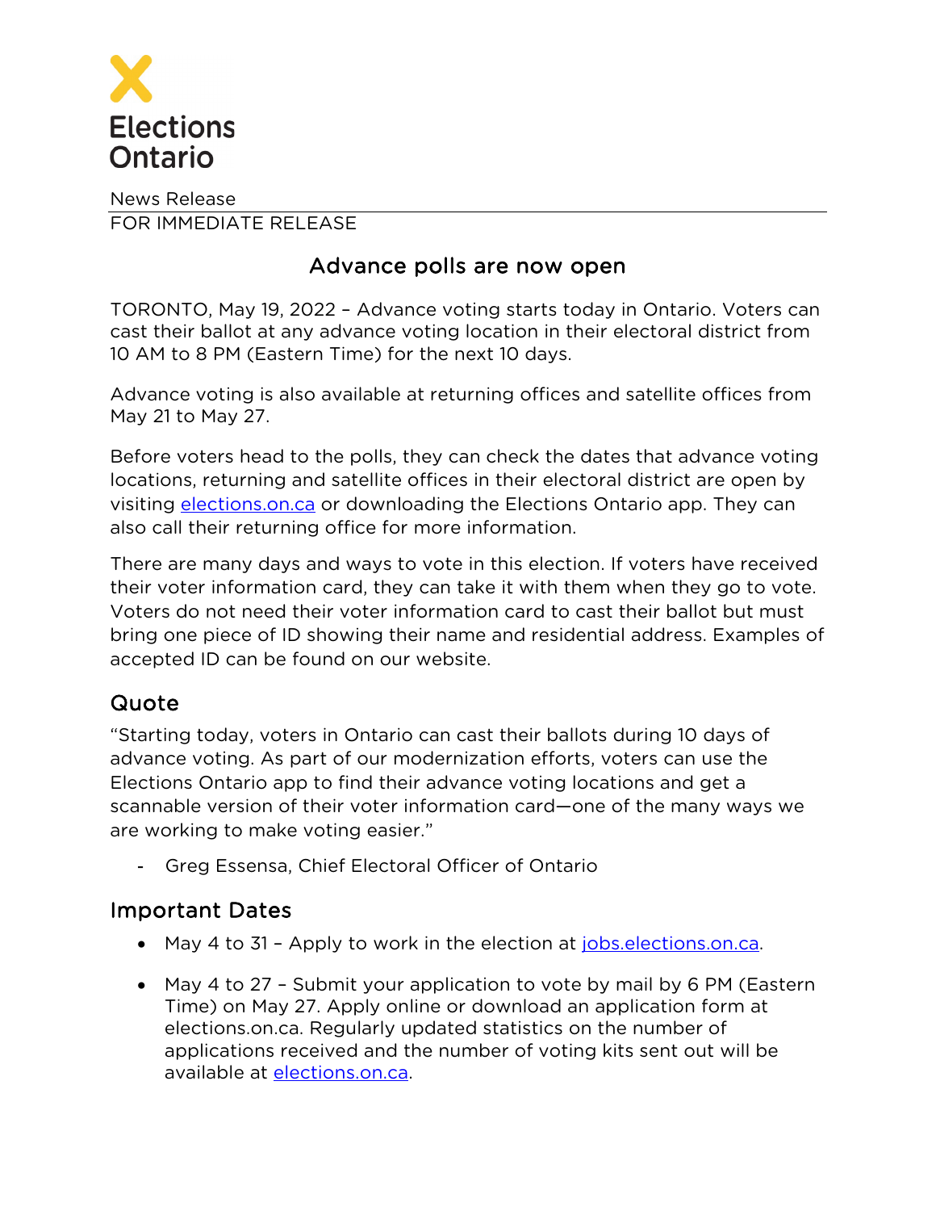Elections Ontario

News Release

FOR IMMEDIATE RELEASE

# Advance polls are now open

TORONTO, May 19, 2022 – Advance voting starts today in Ontario. Voters can cast their ballot at any advance voting location in their electoral district from 10 AM to 8 PM (Eastern Time) for the next 10 days.

Advance voting is also available at returning offices and satellite offices from May 21 to May 27.

Before voters head to the polls, they can check the dates that advance voting locations, returning and satellite offices in their electoral district are open by visiting [elections.on.ca](elections.on.ca) or downloading the Elections Ontario app. They can also call their returning office for more information.

There are many days and ways to vote in this election. If voters have received their voter information card, they can take it with them when they go to vote. Voters do not need their voter information card to cast their ballot but must bring one piece of ID showing their name and residential address. Examples of accepted ID can be found on our website.

## Quote

"Starting today, voters in Ontario can cast their ballots during 10 days of advance voting. As part of our modernization efforts, voters can use the Elections Ontario app to find their advance voting locations and get a scannable version of their voter information card—one of the many ways we are working to make voting easier."

- Greg Essensa, Chief Electoral Officer of Ontario

## Important Dates

- May 4 to 31 – Apply to work in the election at [jobs.elections.on.ca](jobs.elections.on.ca).
- May 4 to 27 – Submit your application to vote by mail by 6 PM (Eastern Time) on May 27. Apply online or download an application form at elections.on.ca. Regularly updated statistics on the number of applications received and the number of voting kits sent out will be available at [elections.on.ca](elections.on.ca).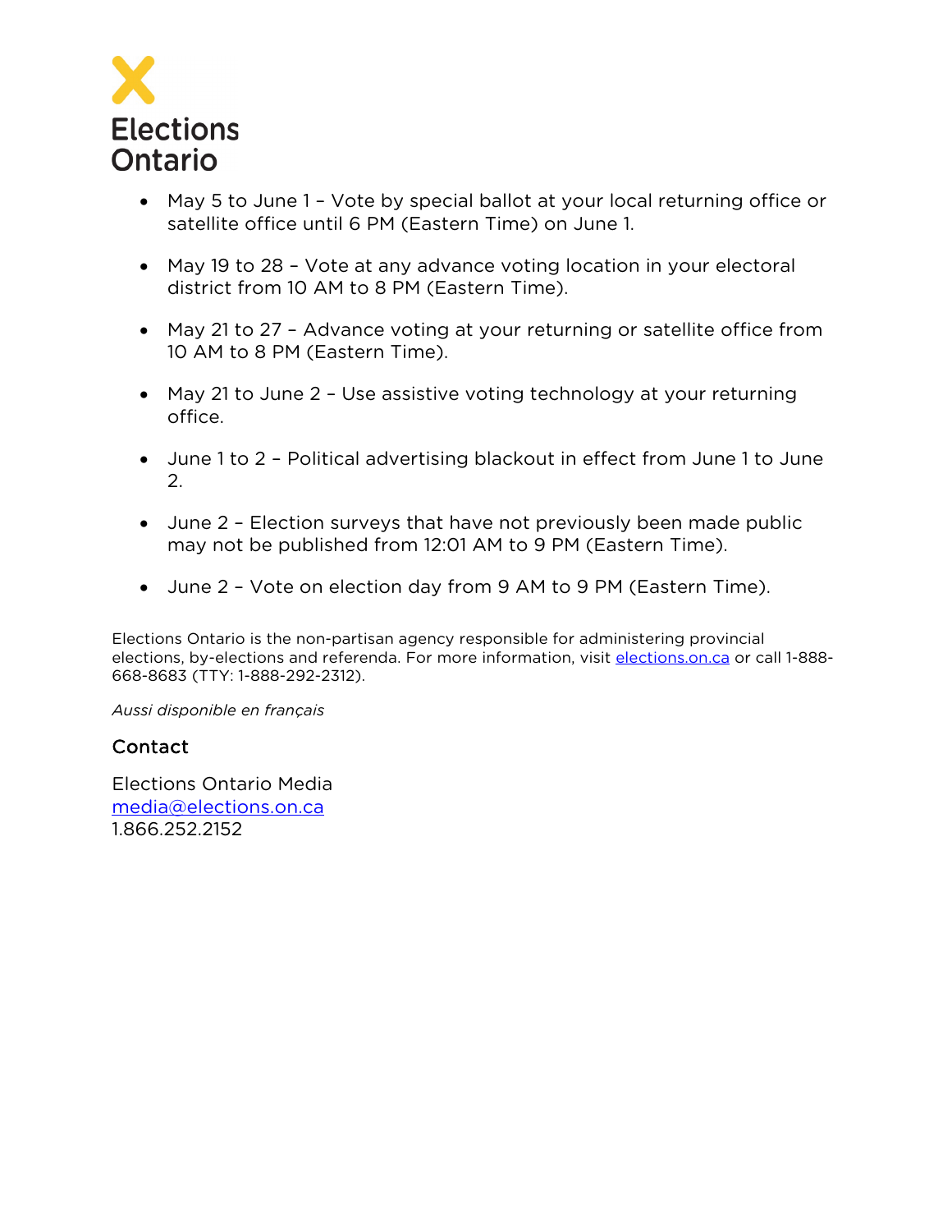- May 5 to June 1 – Vote by special ballot at your local returning office or satellite office until 6 PM (Eastern Time) on June 1.
- May 19 to 28 – Vote at any advance voting location in your electoral district from 10 AM to 8 PM (Eastern Time).
- May 21 to 27 – Advance voting at your returning or satellite office from 10 AM to 8 PM (Eastern Time).
- May 21 to June 2 – Use assistive voting technology at your returning office.
- June 1 to 2 – Political advertising blackout in effect from June 1 to June 2.
- June 2 – Election surveys that have not previously been made public may not be published from 12:01 AM to 9 PM (Eastern Time).
- June 2 – Vote on election day from 9 AM to 9 PM (Eastern Time).

Elections Ontario is the non-partisan agency responsible for administering provincial elections, by-elections and referenda. For more information, visit [elections.on.ca](http://elections.on.ca) or call 1-888-668-8683 (TTY: 1-888-292-2312).

*Aussi disponible en français*

## Contact

Elections Ontario Media
[media@elections.on.ca](mailto:media@elections.on.ca)
1.866.252.2152